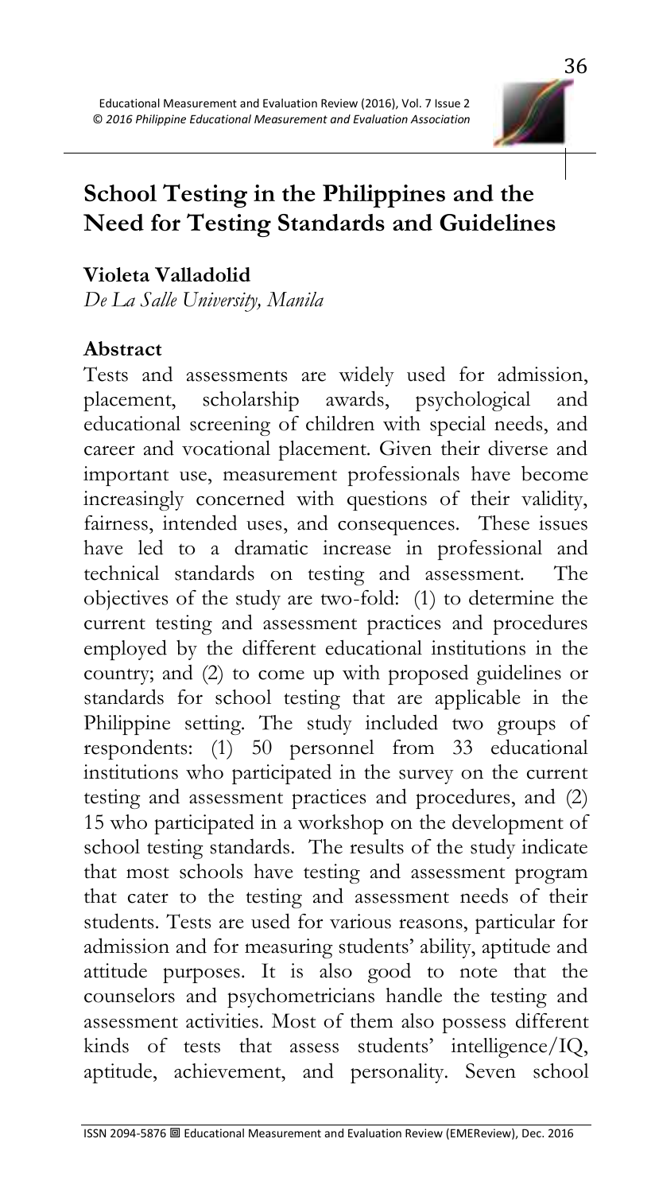# School Testing in the Philippines and the Need for Testing Standards and Guidelines

**Violeta Valladolid**
*De La Salle University, Manila*

## Abstract

Tests and assessments are widely used for admission, placement, scholarship awards, psychological and educational screening of children with special needs, and career and vocational placement. Given their diverse and important use, measurement professionals have become increasingly concerned with questions of their validity, fairness, intended uses, and consequences. These issues have led to a dramatic increase in professional and technical standards on testing and assessment. The objectives of the study are two-fold: (1) to determine the current testing and assessment practices and procedures employed by the different educational institutions in the country; and (2) to come up with proposed guidelines or standards for school testing that are applicable in the Philippine setting. The study included two groups of respondents: (1) 50 personnel from 33 educational institutions who participated in the survey on the current testing and assessment practices and procedures, and (2) 15 who participated in a workshop on the development of school testing standards. The results of the study indicate that most schools have testing and assessment program that cater to the testing and assessment needs of their students. Tests are used for various reasons, particular for admission and for measuring students' ability, aptitude and attitude purposes. It is also good to note that the counselors and psychometricians handle the testing and assessment activities. Most of them also possess different kinds of tests that assess students' intelligence/IQ, aptitude, achievement, and personality. Seven school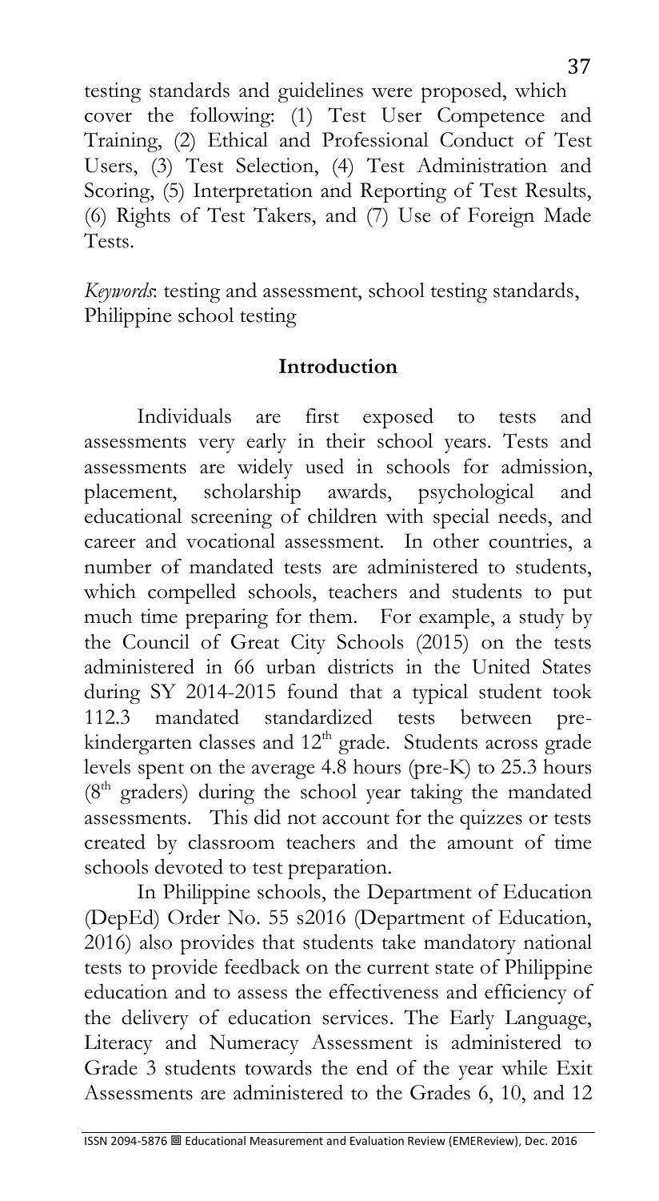testing standards and guidelines were proposed, which cover the following: (1) Test User Competence and Training, (2) Ethical and Professional Conduct of Test Users, (3) Test Selection, (4) Test Administration and Scoring, (5) Interpretation and Reporting of Test Results, (6) Rights of Test Takers, and (7) Use of Foreign Made Tests.

*Keywords*: testing and assessment, school testing standards, Philippine school testing

## Introduction

Individuals are first exposed to tests and assessments very early in their school years. Tests and assessments are widely used in schools for admission, placement, scholarship awards, psychological and educational screening of children with special needs, and career and vocational assessment. In other countries, a number of mandated tests are administered to students, which compelled schools, teachers and students to put much time preparing for them. For example, a study by the Council of Great City Schools (2015) on the tests administered in 66 urban districts in the United States during SY 2014-2015 found that a typical student took 112.3 mandated standardized tests between pre-kindergarten classes and 12th grade. Students across grade levels spent on the average 4.8 hours (pre-K) to 25.3 hours (8th graders) during the school year taking the mandated assessments. This did not account for the quizzes or tests created by classroom teachers and the amount of time schools devoted to test preparation.

In Philippine schools, the Department of Education (DepEd) Order No. 55 s2016 (Department of Education, 2016) also provides that students take mandatory national tests to provide feedback on the current state of Philippine education and to assess the effectiveness and efficiency of the delivery of education services. The Early Language, Literacy and Numeracy Assessment is administered to Grade 3 students towards the end of the year while Exit Assessments are administered to the Grades 6, 10, and 12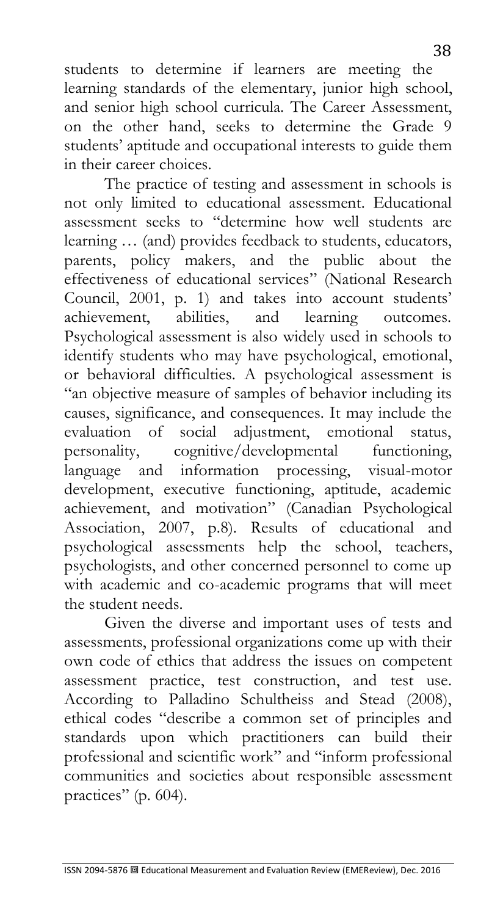students to determine if learners are meeting the learning standards of the elementary, junior high school, and senior high school curricula. The Career Assessment, on the other hand, seeks to determine the Grade 9 students' aptitude and occupational interests to guide them in their career choices.

The practice of testing and assessment in schools is not only limited to educational assessment. Educational assessment seeks to "determine how well students are learning … (and) provides feedback to students, educators, parents, policy makers, and the public about the effectiveness of educational services" (National Research Council, 2001, p. 1) and takes into account students' achievement, abilities, and learning outcomes. Psychological assessment is also widely used in schools to identify students who may have psychological, emotional, or behavioral difficulties. A psychological assessment is "an objective measure of samples of behavior including its causes, significance, and consequences. It may include the evaluation of social adjustment, emotional status, personality, cognitive/developmental functioning, language and information processing, visual-motor development, executive functioning, aptitude, academic achievement, and motivation" (Canadian Psychological Association, 2007, p.8). Results of educational and psychological assessments help the school, teachers, psychologists, and other concerned personnel to come up with academic and co-academic programs that will meet the student needs.

Given the diverse and important uses of tests and assessments, professional organizations come up with their own code of ethics that address the issues on competent assessment practice, test construction, and test use. According to Palladino Schultheiss and Stead (2008), ethical codes "describe a common set of principles and standards upon which practitioners can build their professional and scientific work" and "inform professional communities and societies about responsible assessment practices" (p. 604).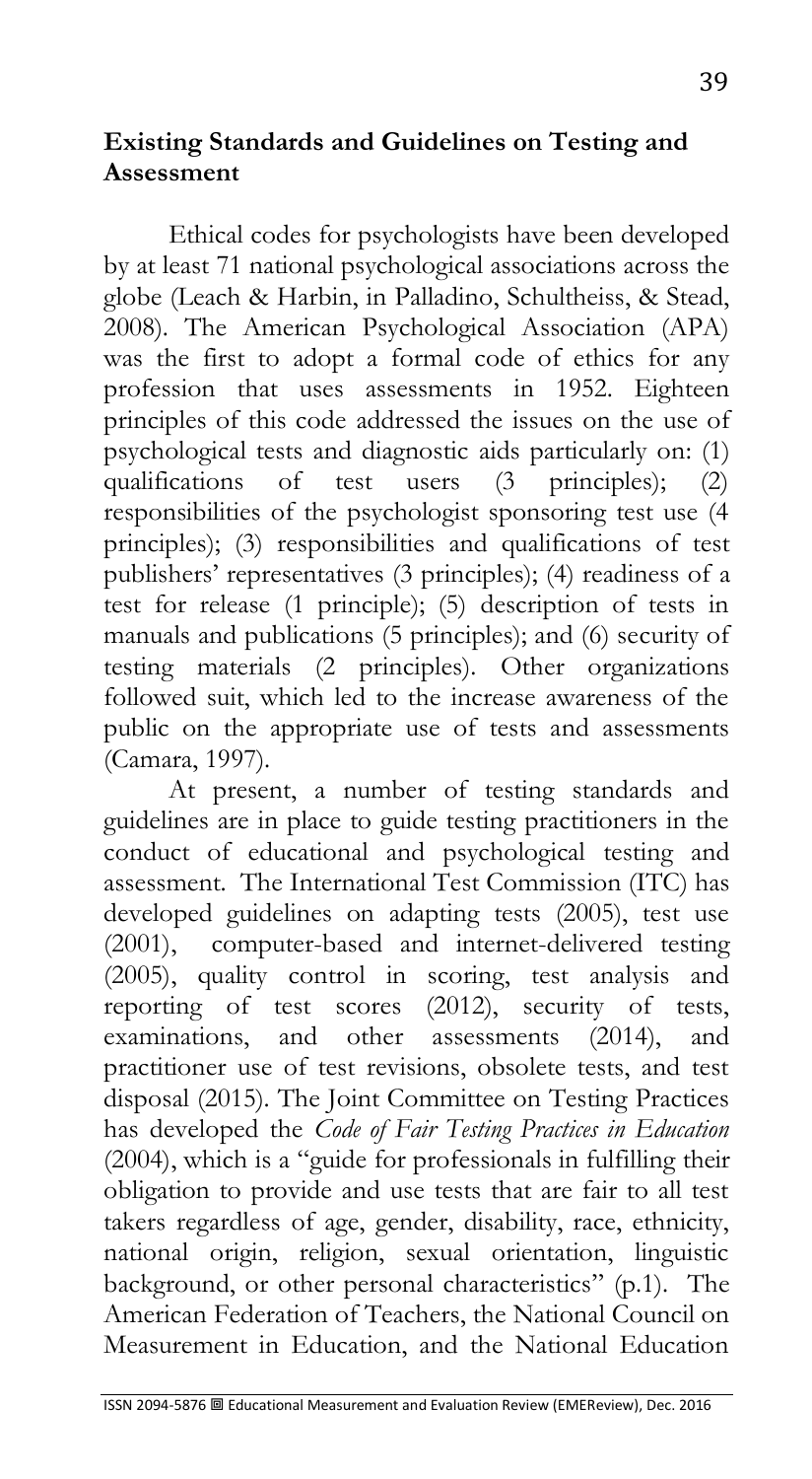## Existing Standards and Guidelines on Testing and Assessment

Ethical codes for psychologists have been developed by at least 71 national psychological associations across the globe (Leach & Harbin, in Palladino, Schultheiss, & Stead, 2008). The American Psychological Association (APA) was the first to adopt a formal code of ethics for any profession that uses assessments in 1952. Eighteen principles of this code addressed the issues on the use of psychological tests and diagnostic aids particularly on: (1) qualifications of test users (3 principles); (2) responsibilities of the psychologist sponsoring test use (4 principles); (3) responsibilities and qualifications of test publishers' representatives (3 principles); (4) readiness of a test for release (1 principle); (5) description of tests in manuals and publications (5 principles); and (6) security of testing materials (2 principles). Other organizations followed suit, which led to the increase awareness of the public on the appropriate use of tests and assessments (Camara, 1997).

At present, a number of testing standards and guidelines are in place to guide testing practitioners in the conduct of educational and psychological testing and assessment. The International Test Commission (ITC) has developed guidelines on adapting tests (2005), test use (2001), computer-based and internet-delivered testing (2005), quality control in scoring, test analysis and reporting of test scores (2012), security of tests, examinations, and other assessments (2014), and practitioner use of test revisions, obsolete tests, and test disposal (2015). The Joint Committee on Testing Practices has developed the *Code of Fair Testing Practices in Education* (2004), which is a "guide for professionals in fulfilling their obligation to provide and use tests that are fair to all test takers regardless of age, gender, disability, race, ethnicity, national origin, religion, sexual orientation, linguistic background, or other personal characteristics" (p.1). The American Federation of Teachers, the National Council on Measurement in Education, and the National Education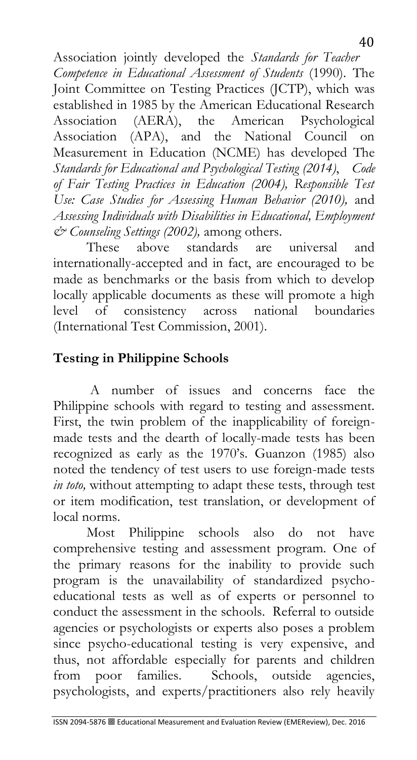Association jointly developed the *Standards for Teacher Competence in Educational Assessment of Students* (1990). The Joint Committee on Testing Practices (JCTP), which was established in 1985 by the American Educational Research Association (AERA), the American Psychological Association (APA), and the National Council on Measurement in Education (NCME) has developed The *Standards for Educational and Psychological Testing (2014)*, *Code of Fair Testing Practices in Education (2004), Responsible Test Use: Case Studies for Assessing Human Behavior (2010),* and *Assessing Individuals with Disabilities in Educational, Employment & Counseling Settings (2002),* among others.

These above standards are universal and internationally-accepted and in fact, are encouraged to be made as benchmarks or the basis from which to develop locally applicable documents as these will promote a high level of consistency across national boundaries (International Test Commission, 2001).

## Testing in Philippine Schools

A number of issues and concerns face the Philippine schools with regard to testing and assessment. First, the twin problem of the inapplicability of foreign-made tests and the dearth of locally-made tests has been recognized as early as the 1970's. Guanzon (1985) also noted the tendency of test users to use foreign-made tests *in toto,* without attempting to adapt these tests, through test or item modification, test translation, or development of local norms.

Most Philippine schools also do not have comprehensive testing and assessment program. One of the primary reasons for the inability to provide such program is the unavailability of standardized psycho-educational tests as well as of experts or personnel to conduct the assessment in the schools. Referral to outside agencies or psychologists or experts also poses a problem since psycho-educational testing is very expensive, and thus, not affordable especially for parents and children from poor families. Schools, outside agencies, psychologists, and experts/practitioners also rely heavily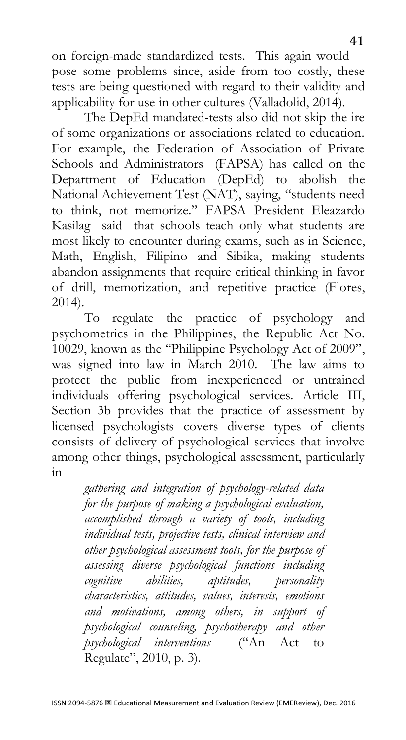on foreign-made standardized tests. This again would pose some problems since, aside from too costly, these tests are being questioned with regard to their validity and applicability for use in other cultures (Valladolid, 2014).

The DepEd mandated-tests also did not skip the ire of some organizations or associations related to education. For example, the Federation of Association of Private Schools and Administrators (FAPSA) has called on the Department of Education (DepEd) to abolish the National Achievement Test (NAT), saying, "students need to think, not memorize." FAPSA President Eleazardo Kasilag said that schools teach only what students are most likely to encounter during exams, such as in Science, Math, English, Filipino and Sibika, making students abandon assignments that require critical thinking in favor of drill, memorization, and repetitive practice (Flores, 2014).

To regulate the practice of psychology and psychometrics in the Philippines, the Republic Act No. 10029, known as the "Philippine Psychology Act of 2009", was signed into law in March 2010. The law aims to protect the public from inexperienced or untrained individuals offering psychological services. Article III, Section 3b provides that the practice of assessment by licensed psychologists covers diverse types of clients consists of delivery of psychological services that involve among other things, psychological assessment, particularly in

> *gathering and integration of psychology-related data for the purpose of making a psychological evaluation, accomplished through a variety of tools, including individual tests, projective tests, clinical interview and other psychological assessment tools, for the purpose of assessing diverse psychological functions including cognitive abilities, aptitudes, personality characteristics, attitudes, values, interests, emotions and motivations, among others, in support of psychological counseling, psychotherapy and other psychological interventions* ("An Act to Regulate", 2010, p. 3).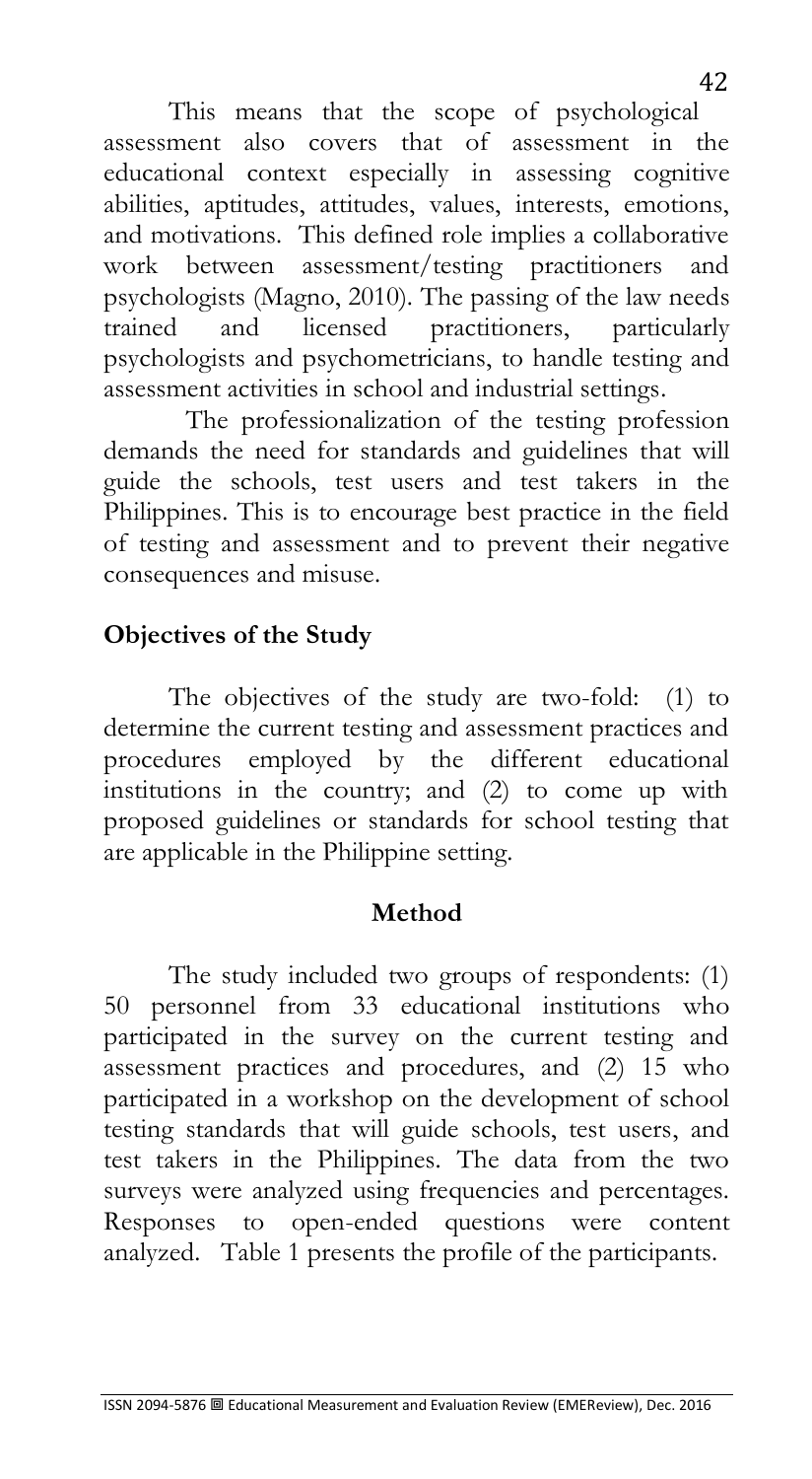This means that the scope of psychological assessment also covers that of assessment in the educational context especially in assessing cognitive abilities, aptitudes, attitudes, values, interests, emotions, and motivations. This defined role implies a collaborative work between assessment/testing practitioners and psychologists (Magno, 2010). The passing of the law needs trained and licensed practitioners, particularly psychologists and psychometricians, to handle testing and assessment activities in school and industrial settings.

The professionalization of the testing profession demands the need for standards and guidelines that will guide the schools, test users and test takers in the Philippines. This is to encourage best practice in the field of testing and assessment and to prevent their negative consequences and misuse.

## Objectives of the Study

The objectives of the study are two-fold: (1) to determine the current testing and assessment practices and procedures employed by the different educational institutions in the country; and (2) to come up with proposed guidelines or standards for school testing that are applicable in the Philippine setting.

## Method

The study included two groups of respondents: (1) 50 personnel from 33 educational institutions who participated in the survey on the current testing and assessment practices and procedures, and (2) 15 who participated in a workshop on the development of school testing standards that will guide schools, test users, and test takers in the Philippines. The data from the two surveys were analyzed using frequencies and percentages. Responses to open-ended questions were content analyzed. Table 1 presents the profile of the participants.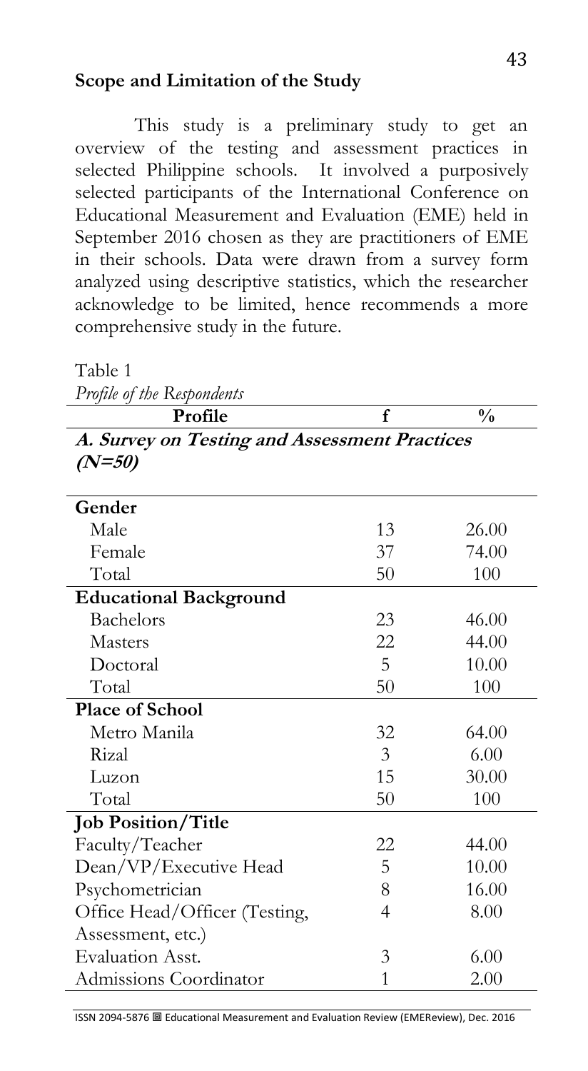**Scope and Limitation of the Study**

This study is a preliminary study to get an overview of the testing and assessment practices in selected Philippine schools. It involved a purposively selected participants of the International Conference on Educational Measurement and Evaluation (EME) held in September 2016 chosen as they are practitioners of EME in their schools. Data were drawn from a survey form analyzed using descriptive statistics, which the researcher acknowledge to be limited, hence recommends a more comprehensive study in the future.

Table 1
*Profile of the Respondents*

| Profile | f | % |
|---|---|---|
| ***A. Survey on Testing and Assessment Practices (N=50)*** | | |
| **Gender** | | |
| Male | 13 | 26.00 |
| Female | 37 | 74.00 |
| Total | 50 | 100 |
| **Educational Background** | | |
| Bachelors | 23 | 46.00 |
| Masters | 22 | 44.00 |
| Doctoral | 5 | 10.00 |
| Total | 50 | 100 |
| **Place of School** | | |
| Metro Manila | 32 | 64.00 |
| Rizal | 3 | 6.00 |
| Luzon | 15 | 30.00 |
| Total | 50 | 100 |
| **Job Position/Title** | | |
| Faculty/Teacher | 22 | 44.00 |
| Dean/VP/Executive Head | 5 | 10.00 |
| Psychometrician | 8 | 16.00 |
| Office Head/Officer (Testing, Assessment, etc.) | 4 | 8.00 |
| Evaluation Asst. | 3 | 6.00 |
| Admissions Coordinator | 1 | 2.00 |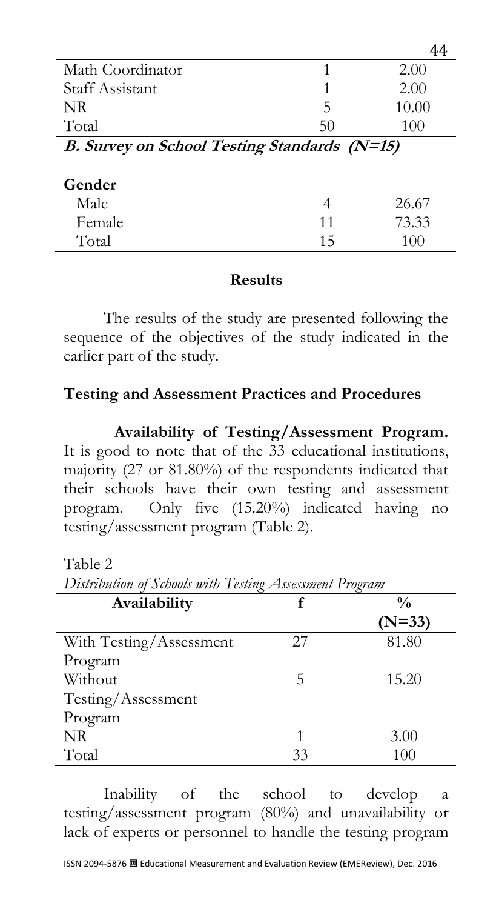| | | |
|---|---|---|
| Math Coordinator | 1 | 2.00 |
| Staff Assistant | 1 | 2.00 |
| NR | 5 | 10.00 |
| Total | 50 | 100 |
| ***B. Survey on School Testing Standards (N=15)*** | | |
| **Gender** | | |
| Male | 4 | 26.67 |
| Female | 11 | 73.33 |
| Total | 15 | 100 |

## Results

The results of the study are presented following the sequence of the objectives of the study indicated in the earlier part of the study.

### Testing and Assessment Practices and Procedures

**Availability of Testing/Assessment Program.** It is good to note that of the 33 educational institutions, majority (27 or 81.80%) of the respondents indicated that their schools have their own testing and assessment program. Only five (15.20%) indicated having no testing/assessment program (Table 2).

Table 2

*Distribution of Schools with Testing Assessment Program*

| Availability | f | % (N=33) |
|---|---|---|
| With Testing/Assessment Program | 27 | 81.80 |
| Without Testing/Assessment Program | 5 | 15.20 |
| NR | 1 | 3.00 |
| Total | 33 | 100 |

Inability of the school to develop a testing/assessment program (80%) and unavailability or lack of experts or personnel to handle the testing program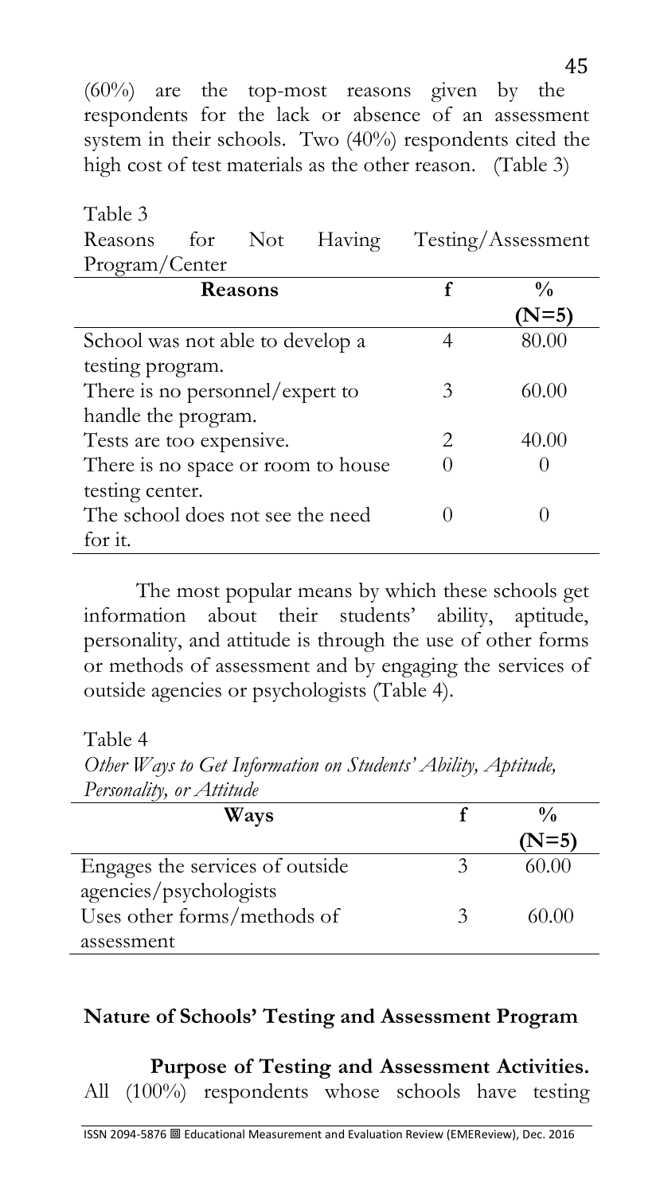(60%) are the top-most reasons given by the respondents for the lack or absence of an assessment system in their schools. Two (40%) respondents cited the high cost of test materials as the other reason. (Table 3)

Table 3
Reasons for Not Having Testing/Assessment Program/Center

| **Reasons** | **f** | **%** **(N=5)** |
|---|---|---|
| School was not able to develop a testing program. | 4 | 80.00 |
| There is no personnel/expert to handle the program. | 3 | 60.00 |
| Tests are too expensive. | 2 | 40.00 |
| There is no space or room to house testing center. | 0 | 0 |
| The school does not see the need for it. | 0 | 0 |

The most popular means by which these schools get information about their students' ability, aptitude, personality, and attitude is through the use of other forms or methods of assessment and by engaging the services of outside agencies or psychologists (Table 4).

Table 4
*Other Ways to Get Information on Students' Ability, Aptitude, Personality, or Attitude*

| **Ways** | **f** | **%** **(N=5)** |
|---|---|---|
| Engages the services of outside agencies/psychologists | 3 | 60.00 |
| Uses other forms/methods of assessment | 3 | 60.00 |

## Nature of Schools' Testing and Assessment Program

**Purpose of Testing and Assessment Activities.** All (100%) respondents whose schools have testing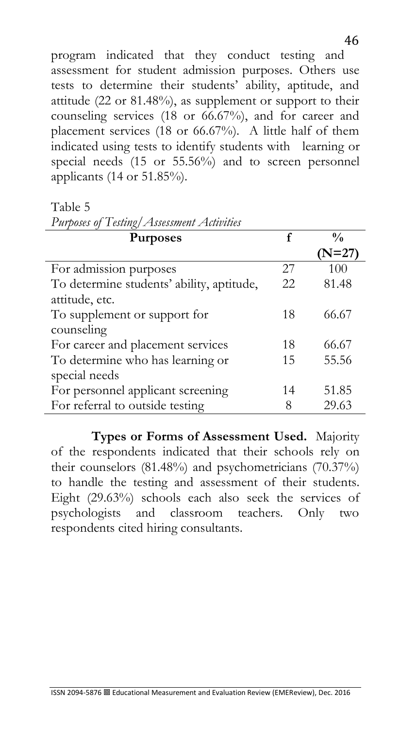program indicated that they conduct testing and assessment for student admission purposes. Others use tests to determine their students' ability, aptitude, and attitude (22 or 81.48%), as supplement or support to their counseling services (18 or 66.67%), and for career and placement services (18 or 66.67%). A little half of them indicated using tests to identify students with learning or special needs (15 or 55.56%) and to screen personnel applicants (14 or 51.85%).

Table 5
*Purposes of Testing/Assessment Activities*

| **Purposes** | **f** | **% (N=27)** |
|---|---|---|
| For admission purposes | 27 | 100 |
| To determine students' ability, aptitude, attitude, etc. | 22 | 81.48 |
| To supplement or support for counseling | 18 | 66.67 |
| For career and placement services | 18 | 66.67 |
| To determine who has learning or special needs | 15 | 55.56 |
| For personnel applicant screening | 14 | 51.85 |
| For referral to outside testing | 8 | 29.63 |

**Types or Forms of Assessment Used.** Majority of the respondents indicated that their schools rely on their counselors (81.48%) and psychometricians (70.37%) to handle the testing and assessment of their students. Eight (29.63%) schools each also seek the services of psychologists and classroom teachers. Only two respondents cited hiring consultants.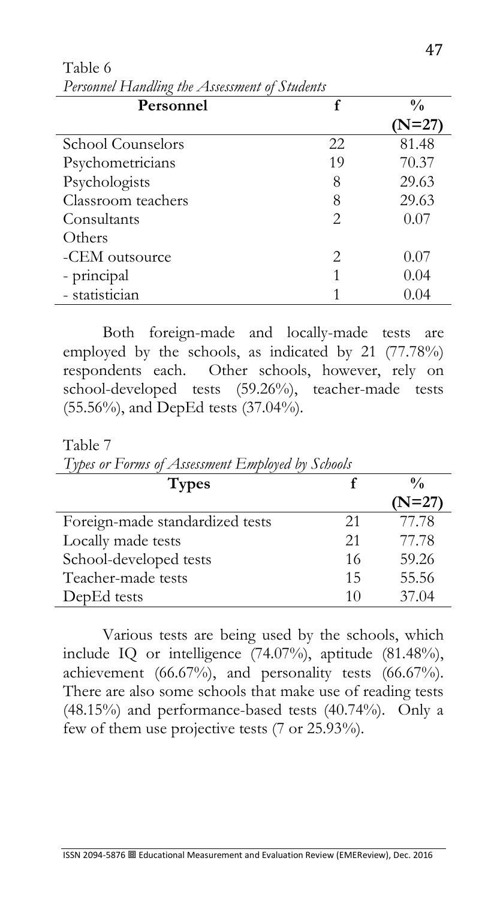Table 6

*Personnel Handling the Assessment of Students*

| Personnel | f | % (N=27) |
| --- | --- | --- |
| School Counselors | 22 | 81.48 |
| Psychometricians | 19 | 70.37 |
| Psychologists | 8 | 29.63 |
| Classroom teachers | 8 | 29.63 |
| Consultants | 2 | 0.07 |
| Others | | |
| -CEM outsource | 2 | 0.07 |
| - principal | 1 | 0.04 |
| - statistician | 1 | 0.04 |

Both foreign-made and locally-made tests are employed by the schools, as indicated by 21 (77.78%) respondents each. Other schools, however, rely on school-developed tests (59.26%), teacher-made tests (55.56%), and DepEd tests (37.04%).

Table 7

*Types or Forms of Assessment Employed by Schools*

| Types | f | % (N=27) |
| --- | --- | --- |
| Foreign-made standardized tests | 21 | 77.78 |
| Locally made tests | 21 | 77.78 |
| School-developed tests | 16 | 59.26 |
| Teacher-made tests | 15 | 55.56 |
| DepEd tests | 10 | 37.04 |

Various tests are being used by the schools, which include IQ or intelligence (74.07%), aptitude (81.48%), achievement (66.67%), and personality tests (66.67%). There are also some schools that make use of reading tests (48.15%) and performance-based tests (40.74%). Only a few of them use projective tests (7 or 25.93%).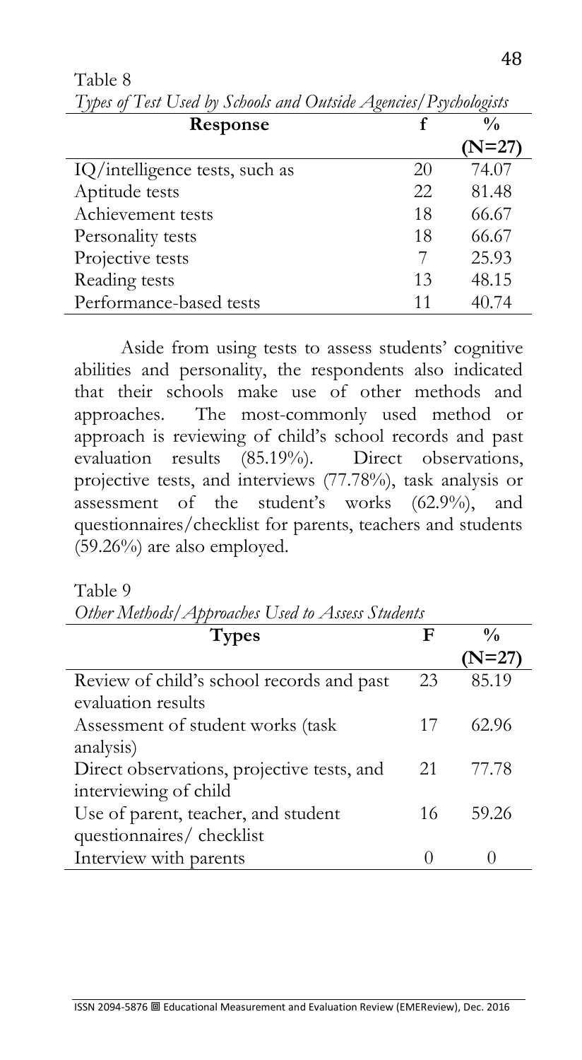Table 8

*Types of Test Used by Schools and Outside Agencies/Psychologists*

| **Response** | **f** | **%** **(N=27)** |
|---|---|---|
| IQ/intelligence tests, such as | 20 | 74.07 |
| Aptitude tests | 22 | 81.48 |
| Achievement tests | 18 | 66.67 |
| Personality tests | 18 | 66.67 |
| Projective tests | 7 | 25.93 |
| Reading tests | 13 | 48.15 |
| Performance-based tests | 11 | 40.74 |

Aside from using tests to assess students' cognitive abilities and personality, the respondents also indicated that their schools make use of other methods and approaches. The most-commonly used method or approach is reviewing of child's school records and past evaluation results (85.19%). Direct observations, projective tests, and interviews (77.78%), task analysis or assessment of the student's works (62.9%), and questionnaires/checklist for parents, teachers and students (59.26%) are also employed.

Table 9

*Other Methods/Approaches Used to Assess Students*

| **Types** | **F** | **%** **(N=27)** |
|---|---|---|
| Review of child's school records and past evaluation results | 23 | 85.19 |
| Assessment of student works (task analysis) | 17 | 62.96 |
| Direct observations, projective tests, and interviewing of child | 21 | 77.78 |
| Use of parent, teacher, and student questionnaires/ checklist | 16 | 59.26 |
| Interview with parents | 0 | 0 |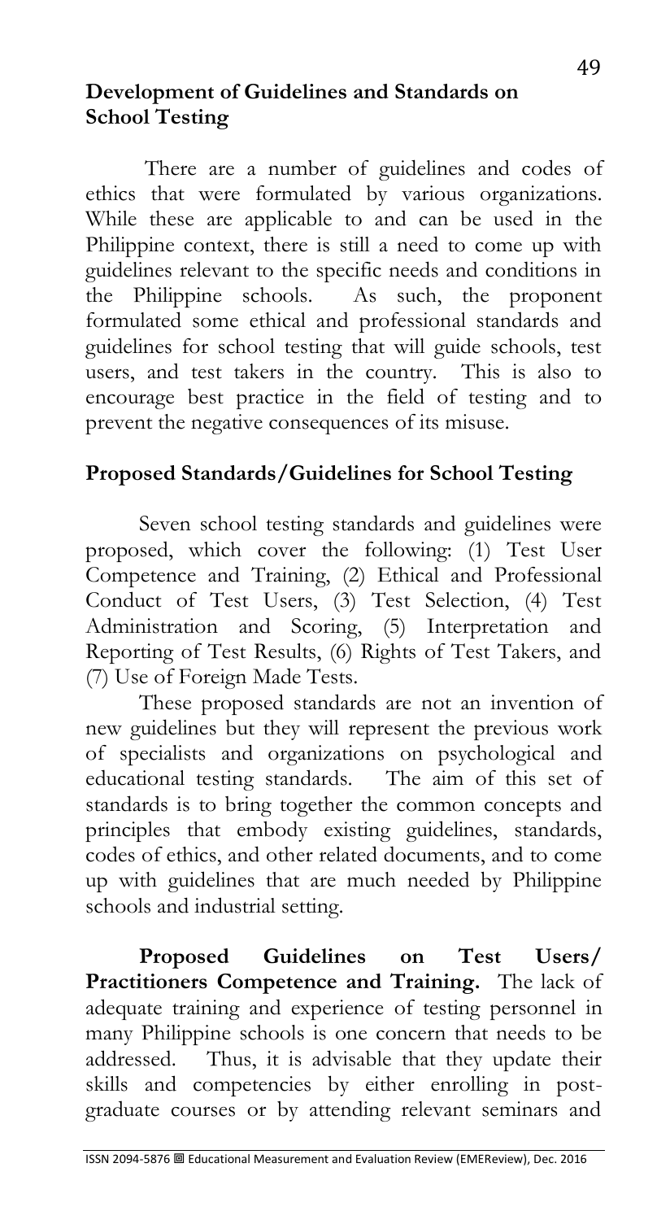## Development of Guidelines and Standards on School Testing

There are a number of guidelines and codes of ethics that were formulated by various organizations. While these are applicable to and can be used in the Philippine context, there is still a need to come up with guidelines relevant to the specific needs and conditions in the Philippine schools. As such, the proponent formulated some ethical and professional standards and guidelines for school testing that will guide schools, test users, and test takers in the country. This is also to encourage best practice in the field of testing and to prevent the negative consequences of its misuse.

## Proposed Standards/Guidelines for School Testing

Seven school testing standards and guidelines were proposed, which cover the following: (1) Test User Competence and Training, (2) Ethical and Professional Conduct of Test Users, (3) Test Selection, (4) Test Administration and Scoring, (5) Interpretation and Reporting of Test Results, (6) Rights of Test Takers, and (7) Use of Foreign Made Tests.

These proposed standards are not an invention of new guidelines but they will represent the previous work of specialists and organizations on psychological and educational testing standards. The aim of this set of standards is to bring together the common concepts and principles that embody existing guidelines, standards, codes of ethics, and other related documents, and to come up with guidelines that are much needed by Philippine schools and industrial setting.

**Proposed Guidelines on Test Users/ Practitioners Competence and Training.** The lack of adequate training and experience of testing personnel in many Philippine schools is one concern that needs to be addressed. Thus, it is advisable that they update their skills and competencies by either enrolling in post-graduate courses or by attending relevant seminars and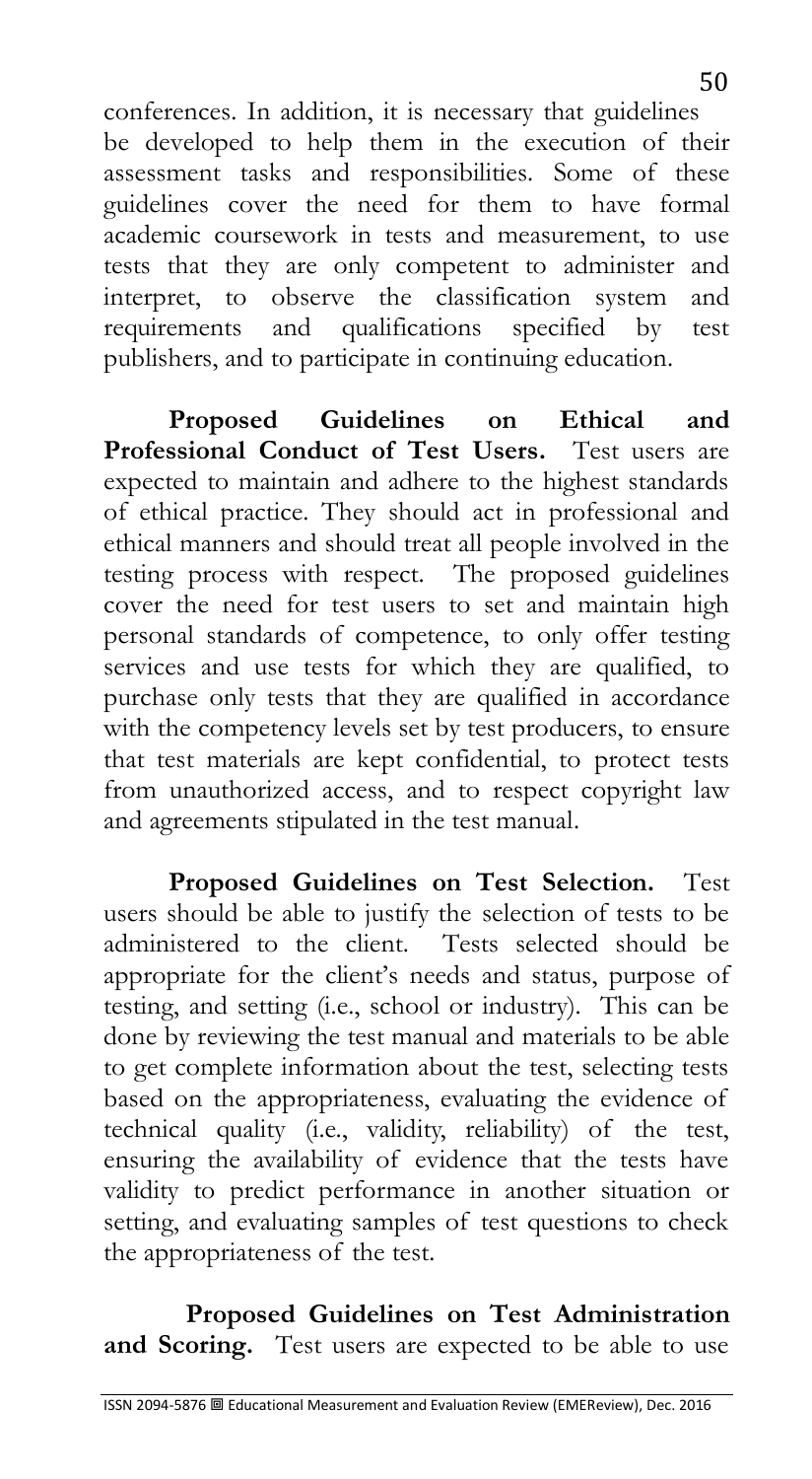conferences. In addition, it is necessary that guidelines be developed to help them in the execution of their assessment tasks and responsibilities. Some of these guidelines cover the need for them to have formal academic coursework in tests and measurement, to use tests that they are only competent to administer and interpret, to observe the classification system and requirements and qualifications specified by test publishers, and to participate in continuing education.

**Proposed Guidelines on Ethical and Professional Conduct of Test Users.** Test users are expected to maintain and adhere to the highest standards of ethical practice. They should act in professional and ethical manners and should treat all people involved in the testing process with respect. The proposed guidelines cover the need for test users to set and maintain high personal standards of competence, to only offer testing services and use tests for which they are qualified, to purchase only tests that they are qualified in accordance with the competency levels set by test producers, to ensure that test materials are kept confidential, to protect tests from unauthorized access, and to respect copyright law and agreements stipulated in the test manual.

**Proposed Guidelines on Test Selection.** Test users should be able to justify the selection of tests to be administered to the client. Tests selected should be appropriate for the client's needs and status, purpose of testing, and setting (i.e., school or industry). This can be done by reviewing the test manual and materials to be able to get complete information about the test, selecting tests based on the appropriateness, evaluating the evidence of technical quality (i.e., validity, reliability) of the test, ensuring the availability of evidence that the tests have validity to predict performance in another situation or setting, and evaluating samples of test questions to check the appropriateness of the test.

**Proposed Guidelines on Test Administration and Scoring.** Test users are expected to be able to use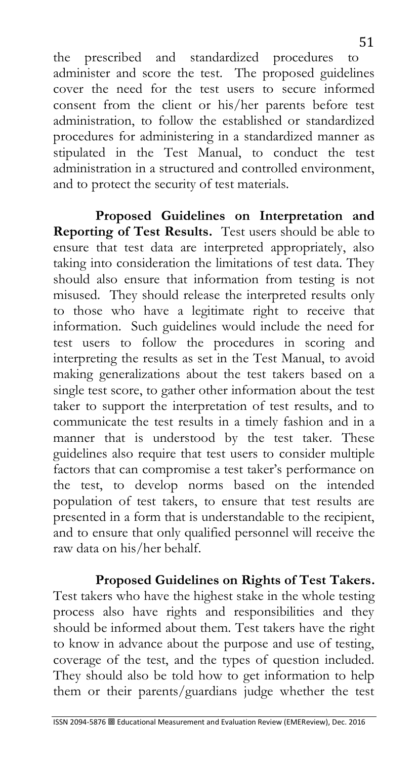the prescribed and standardized procedures to administer and score the test. The proposed guidelines cover the need for the test users to secure informed consent from the client or his/her parents before test administration, to follow the established or standardized procedures for administering in a standardized manner as stipulated in the Test Manual, to conduct the test administration in a structured and controlled environment, and to protect the security of test materials.

**Proposed Guidelines on Interpretation and Reporting of Test Results.** Test users should be able to ensure that test data are interpreted appropriately, also taking into consideration the limitations of test data. They should also ensure that information from testing is not misused. They should release the interpreted results only to those who have a legitimate right to receive that information. Such guidelines would include the need for test users to follow the procedures in scoring and interpreting the results as set in the Test Manual, to avoid making generalizations about the test takers based on a single test score, to gather other information about the test taker to support the interpretation of test results, and to communicate the test results in a timely fashion and in a manner that is understood by the test taker. These guidelines also require that test users to consider multiple factors that can compromise a test taker's performance on the test, to develop norms based on the intended population of test takers, to ensure that test results are presented in a form that is understandable to the recipient, and to ensure that only qualified personnel will receive the raw data on his/her behalf.

**Proposed Guidelines on Rights of Test Takers.** Test takers who have the highest stake in the whole testing process also have rights and responsibilities and they should be informed about them. Test takers have the right to know in advance about the purpose and use of testing, coverage of the test, and the types of question included. They should also be told how to get information to help them or their parents/guardians judge whether the test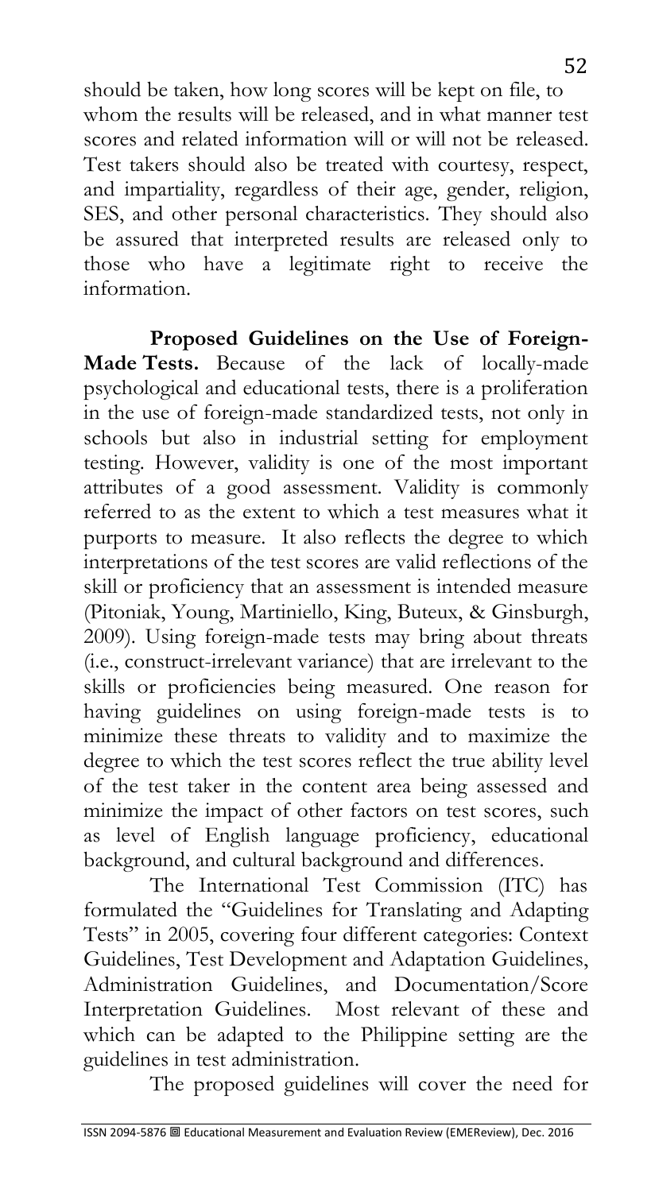should be taken, how long scores will be kept on file, to whom the results will be released, and in what manner test scores and related information will or will not be released. Test takers should also be treated with courtesy, respect, and impartiality, regardless of their age, gender, religion, SES, and other personal characteristics. They should also be assured that interpreted results are released only to those who have a legitimate right to receive the information.

**Proposed Guidelines on the Use of Foreign-Made Tests.** Because of the lack of locally-made psychological and educational tests, there is a proliferation in the use of foreign-made standardized tests, not only in schools but also in industrial setting for employment testing. However, validity is one of the most important attributes of a good assessment. Validity is commonly referred to as the extent to which a test measures what it purports to measure. It also reflects the degree to which interpretations of the test scores are valid reflections of the skill or proficiency that an assessment is intended measure (Pitoniak, Young, Martiniello, King, Buteux, & Ginsburgh, 2009). Using foreign-made tests may bring about threats (i.e., construct-irrelevant variance) that are irrelevant to the skills or proficiencies being measured. One reason for having guidelines on using foreign-made tests is to minimize these threats to validity and to maximize the degree to which the test scores reflect the true ability level of the test taker in the content area being assessed and minimize the impact of other factors on test scores, such as level of English language proficiency, educational background, and cultural background and differences.

The International Test Commission (ITC) has formulated the "Guidelines for Translating and Adapting Tests" in 2005, covering four different categories: Context Guidelines, Test Development and Adaptation Guidelines, Administration Guidelines, and Documentation/Score Interpretation Guidelines. Most relevant of these and which can be adapted to the Philippine setting are the guidelines in test administration.

The proposed guidelines will cover the need for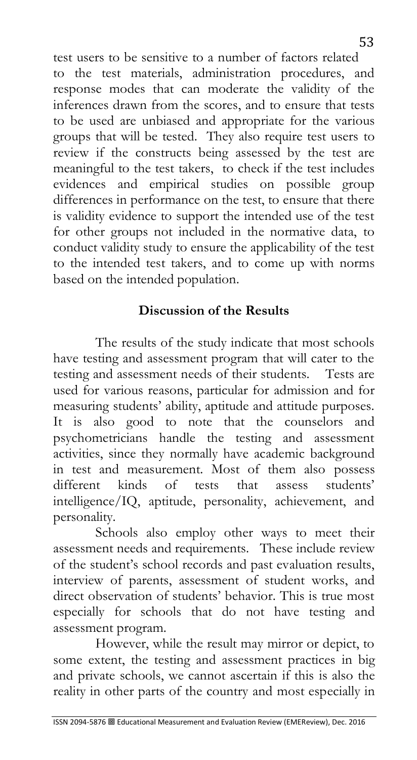test users to be sensitive to a number of factors related to the test materials, administration procedures, and response modes that can moderate the validity of the inferences drawn from the scores, and to ensure that tests to be used are unbiased and appropriate for the various groups that will be tested. They also require test users to review if the constructs being assessed by the test are meaningful to the test takers, to check if the test includes evidences and empirical studies on possible group differences in performance on the test, to ensure that there is validity evidence to support the intended use of the test for other groups not included in the normative data, to conduct validity study to ensure the applicability of the test to the intended test takers, and to come up with norms based on the intended population.

## Discussion of the Results

The results of the study indicate that most schools have testing and assessment program that will cater to the testing and assessment needs of their students. Tests are used for various reasons, particular for admission and for measuring students' ability, aptitude and attitude purposes. It is also good to note that the counselors and psychometricians handle the testing and assessment activities, since they normally have academic background in test and measurement. Most of them also possess different kinds of tests that assess students' intelligence/IQ, aptitude, personality, achievement, and personality.

Schools also employ other ways to meet their assessment needs and requirements. These include review of the student's school records and past evaluation results, interview of parents, assessment of student works, and direct observation of students' behavior. This is true most especially for schools that do not have testing and assessment program.

However, while the result may mirror or depict, to some extent, the testing and assessment practices in big and private schools, we cannot ascertain if this is also the reality in other parts of the country and most especially in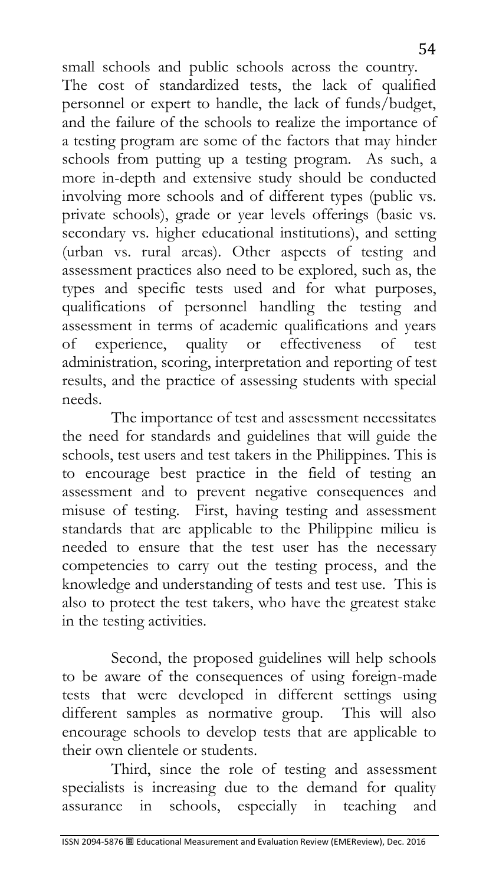small schools and public schools across the country. The cost of standardized tests, the lack of qualified personnel or expert to handle, the lack of funds/budget, and the failure of the schools to realize the importance of a testing program are some of the factors that may hinder schools from putting up a testing program. As such, a more in-depth and extensive study should be conducted involving more schools and of different types (public vs. private schools), grade or year levels offerings (basic vs. secondary vs. higher educational institutions), and setting (urban vs. rural areas). Other aspects of testing and assessment practices also need to be explored, such as, the types and specific tests used and for what purposes, qualifications of personnel handling the testing and assessment in terms of academic qualifications and years of experience, quality or effectiveness of test administration, scoring, interpretation and reporting of test results, and the practice of assessing students with special needs.

The importance of test and assessment necessitates the need for standards and guidelines that will guide the schools, test users and test takers in the Philippines. This is to encourage best practice in the field of testing an assessment and to prevent negative consequences and misuse of testing. First, having testing and assessment standards that are applicable to the Philippine milieu is needed to ensure that the test user has the necessary competencies to carry out the testing process, and the knowledge and understanding of tests and test use. This is also to protect the test takers, who have the greatest stake in the testing activities.

Second, the proposed guidelines will help schools to be aware of the consequences of using foreign-made tests that were developed in different settings using different samples as normative group. This will also encourage schools to develop tests that are applicable to their own clientele or students.

Third, since the role of testing and assessment specialists is increasing due to the demand for quality assurance in schools, especially in teaching and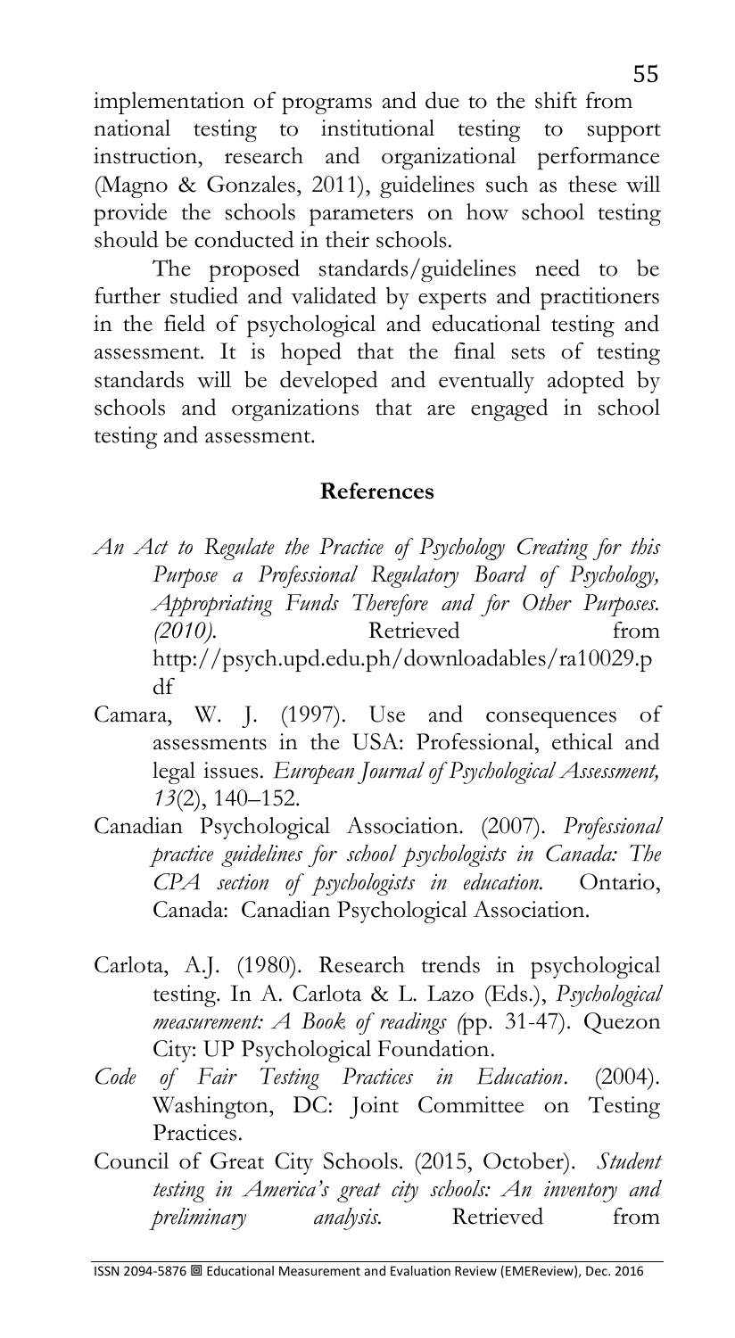implementation of programs and due to the shift from national testing to institutional testing to support instruction, research and organizational performance (Magno & Gonzales, 2011), guidelines such as these will provide the schools parameters on how school testing should be conducted in their schools.

The proposed standards/guidelines need to be further studied and validated by experts and practitioners in the field of psychological and educational testing and assessment. It is hoped that the final sets of testing standards will be developed and eventually adopted by schools and organizations that are engaged in school testing and assessment.

## References

*An Act to Regulate the Practice of Psychology Creating for this Purpose a Professional Regulatory Board of Psychology, Appropriating Funds Therefore and for Other Purposes. (2010).* Retrieved from http://psych.upd.edu.ph/downloadables/ra10029.pdf

Camara, W. J. (1997). Use and consequences of assessments in the USA: Professional, ethical and legal issues. *European Journal of Psychological Assessment, 13*(2), 140–152.

Canadian Psychological Association. (2007). *Professional practice guidelines for school psychologists in Canada: The CPA section of psychologists in education.* Ontario, Canada: Canadian Psychological Association.

Carlota, A.J. (1980). Research trends in psychological testing. In A. Carlota & L. Lazo (Eds.), *Psychological measurement: A Book of readings (*pp. 31-47). Quezon City: UP Psychological Foundation.

*Code of Fair Testing Practices in Education*. (2004). Washington, DC: Joint Committee on Testing Practices.

Council of Great City Schools. (2015, October). *Student testing in America's great city schools: An inventory and preliminary analysis.* Retrieved from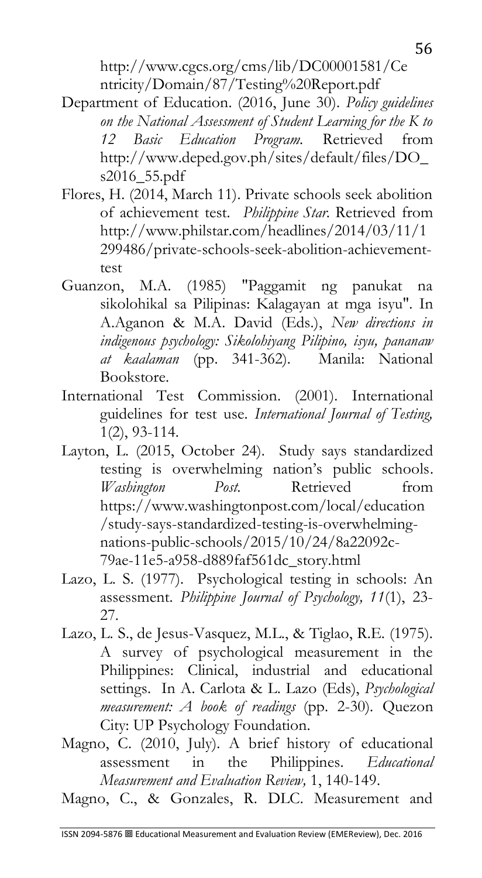http://www.cgcs.org/cms/lib/DC00001581/Centricity/Domain/87/Testing%20Report.pdf

Department of Education. (2016, June 30). *Policy guidelines on the National Assessment of Student Learning for the K to 12 Basic Education Program.* Retrieved from http://www.deped.gov.ph/sites/default/files/DO_s2016_55.pdf

Flores, H. (2014, March 11). Private schools seek abolition of achievement test. *Philippine Star.* Retrieved from http://www.philstar.com/headlines/2014/03/11/1299486/private-schools-seek-abolition-achievement-test

Guanzon, M.A. (1985) "Paggamit ng panukat na sikolohikal sa Pilipinas: Kalagayan at mga isyu". In A.Aganon & M.A. David (Eds.), *New directions in indigenous psychology: Sikolohiyang Pilipino, isyu, pananaw at kaalaman* (pp. 341-362). Manila: National Bookstore.

International Test Commission. (2001). International guidelines for test use. *International Journal of Testing,* 1(2), 93-114.

Layton, L. (2015, October 24). Study says standardized testing is overwhelming nation's public schools. *Washington Post.* Retrieved from https://www.washingtonpost.com/local/education/study-says-standardized-testing-is-overwhelming-nations-public-schools/2015/10/24/8a22092c-79ae-11e5-a958-d889faf561dc_story.html

Lazo, L. S. (1977). Psychological testing in schools: An assessment. *Philippine Journal of Psychology, 11*(1), 23-27.

Lazo, L. S., de Jesus-Vasquez, M.L., & Tiglao, R.E. (1975). A survey of psychological measurement in the Philippines: Clinical, industrial and educational settings. In A. Carlota & L. Lazo (Eds), *Psychological measurement: A book of readings* (pp. 2-30). Quezon City: UP Psychology Foundation.

Magno, C. (2010, July). A brief history of educational assessment in the Philippines. *Educational Measurement and Evaluation Review,* 1, 140-149.

Magno, C., & Gonzales, R. DLC. Measurement and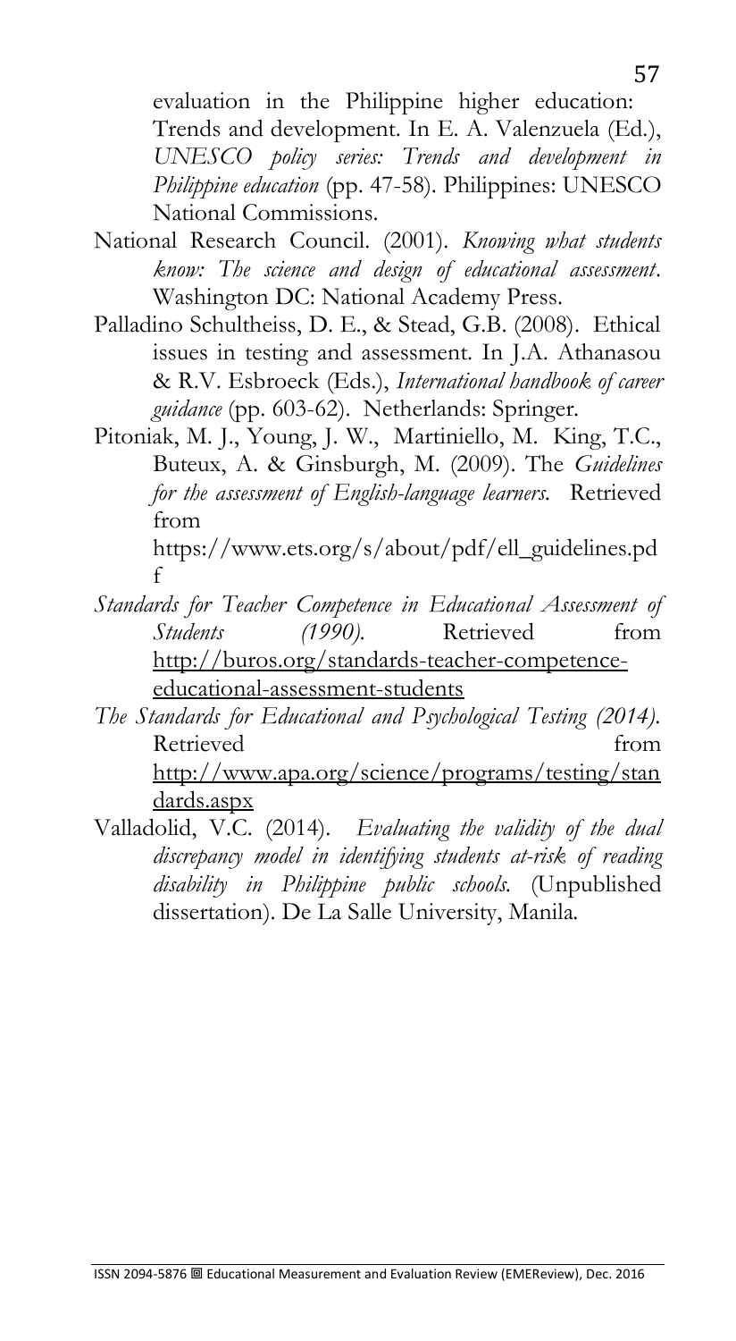evaluation in the Philippine higher education: Trends and development. In E. A. Valenzuela (Ed.), *UNESCO policy series: Trends and development in Philippine education* (pp. 47-58). Philippines: UNESCO National Commissions.

National Research Council. (2001). *Knowing what students know: The science and design of educational assessment*. Washington DC: National Academy Press.

Palladino Schultheiss, D. E., & Stead, G.B. (2008). Ethical issues in testing and assessment. In J.A. Athanasou & R.V. Esbroeck (Eds.), *International handbook of career guidance* (pp. 603-62). Netherlands: Springer.

Pitoniak, M. J., Young, J. W., Martiniello, M. King, T.C., Buteux, A. & Ginsburgh, M. (2009). The *Guidelines for the assessment of English-language learners.* Retrieved from https://www.ets.org/s/about/pdf/ell_guidelines.pdf

*Standards for Teacher Competence in Educational Assessment of Students (1990).* Retrieved from http://buros.org/standards-teacher-competence-educational-assessment-students

*The Standards for Educational and Psychological Testing (2014).* Retrieved from http://www.apa.org/science/programs/testing/standards.aspx

Valladolid, V.C. (2014). *Evaluating the validity of the dual discrepancy model in identifying students at-risk of reading disability in Philippine public schools.* (Unpublished dissertation). De La Salle University, Manila.